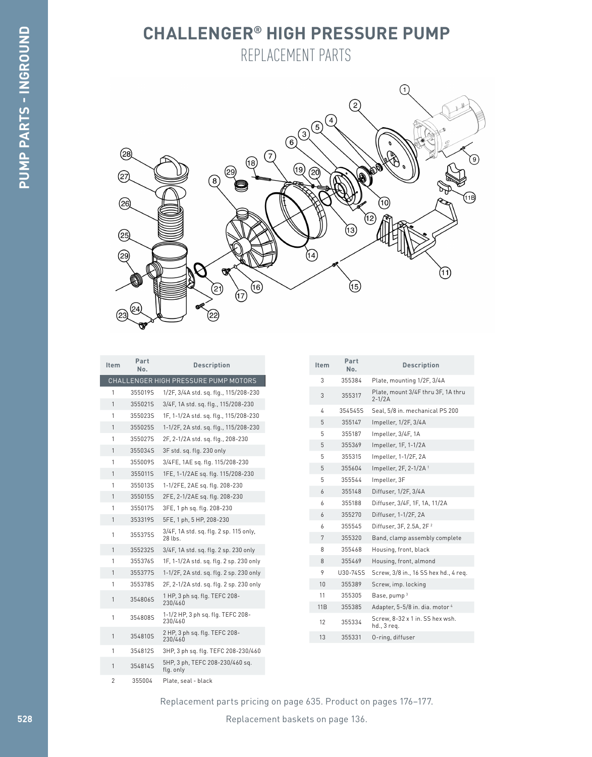# CHALLENGER® HIGH PRESSURE PUMP

## REPLACEMENT PARTS

| Item | Part No. | Description |
|---|---|---|
| CHALLENGER HIGH PRESSURE PUMP MOTORS | | |
| 1 | 355019S | 1/2F, 3/4A std. sq. flg., 115/208-230 |
| 1 | 355021S | 3/4F, 1A std. sq. flg., 115/208-230 |
| 1 | 355023S | 1F, 1-1/2A std. sq. flg., 115/208-230 |
| 1 | 355025S | 1-1/2F, 2A std. sq. flg., 115/208-230 |
| 1 | 355027S | 2F, 2-1/2A std. sq. flg., 208-230 |
| 1 | 355034S | 3F std. sq. flg. 230 only |
| 1 | 355009S | 3/4FE, 1AE sq. flg. 115/208-230 |
| 1 | 355011S | 1FE, 1-1/2AE sq. flg. 115/208-230 |
| 1 | 355013S | 1-1/2FE, 2AE sq. flg. 208-230 |
| 1 | 355015S | 2FE, 2-1/2AE sq. flg. 208-230 |
| 1 | 355017S | 3FE, 1 ph sq. flg. 208-230 |
| 1 | 353319S | 5FE, 1 ph, 5 HP, 208-230 |
| 1 | 355375S | 3/4F, 1A std. sq. flg. 2 sp. 115 only, 28 lbs. |
| 1 | 355232S | 3/4F, 1A std. sq. flg. 2 sp. 230 only |
| 1 | 355376S | 1F, 1-1/2A std. sq. flg. 2 sp. 230 only |
| 1 | 355377S | 1-1/2F, 2A std. sq. flg. 2 sp. 230 only |
| 1 | 355378S | 2F, 2-1/2A std. sq. flg. 2 sp. 230 only |
| 1 | 354806S | 1 HP, 3 ph sq. flg. TEFC 208-230/460 |
| 1 | 354808S | 1-1/2 HP, 3 ph sq. flg. TEFC 208-230/460 |
| 1 | 354810S | 2 HP, 3 ph sq. flg. TEFC 208-230/460 |
| 1 | 354812S | 3HP, 3 ph sq. flg. TEFC 208-230/460 |
| 1 | 354814S | 5HP, 3 ph, TEFC 208-230/460 sq. flg. only |
| 2 | 355004 | Plate, seal - black |
| 3 | 355384 | Plate, mounting 1/2F, 3/4A |
| 3 | 355317 | Plate, mount 3/4F thru 3F, 1A thru 2-1/2A |
| 4 | 354545S | Seal, 5/8 in. mechanical PS 200 |
| 5 | 355147 | Impeller, 1/2F, 3/4A |
| 5 | 355187 | Impeller, 3/4F, 1A |
| 5 | 355369 | Impeller, 1F, 1-1/2A |
| 5 | 355315 | Impeller, 1-1/2F, 2A |
| 5 | 355604 | Impeller, 2F, 2-1/2A [1] |
| 5 | 355544 | Impeller, 3F |
| 6 | 355148 | Diffuser, 1/2F, 3/4A |
| 6 | 355188 | Diffuser, 3/4F, 1F, 1A, 11/2A |
| 6 | 355270 | Diffuser, 1-1/2F, 2A |
| 6 | 355545 | Diffuser, 3F, 2.5A, 2F [2] |
| 7 | 355320 | Band, clamp assembly complete |
| 8 | 355468 | Housing, front, black |
| 8 | 355469 | Housing, front, almond |
| 9 | U30-74SS | Screw, 3/8 in., 16 SS hex hd., 4 req. |
| 10 | 355389 | Screw, imp. locking |
| 11 | 355305 | Base, pump [3] |
| 11B | 355385 | Adapter, 5-5/8 in. dia. motor [4] |
| 12 | 355334 | Screw, 8-32 x 1 in. SS hex wsh. hd., 3 req. |
| 13 | 355331 | O-ring, diffuser |

Replacement parts pricing on page 635. Product on pages 176–177.

Replacement baskets on page 136.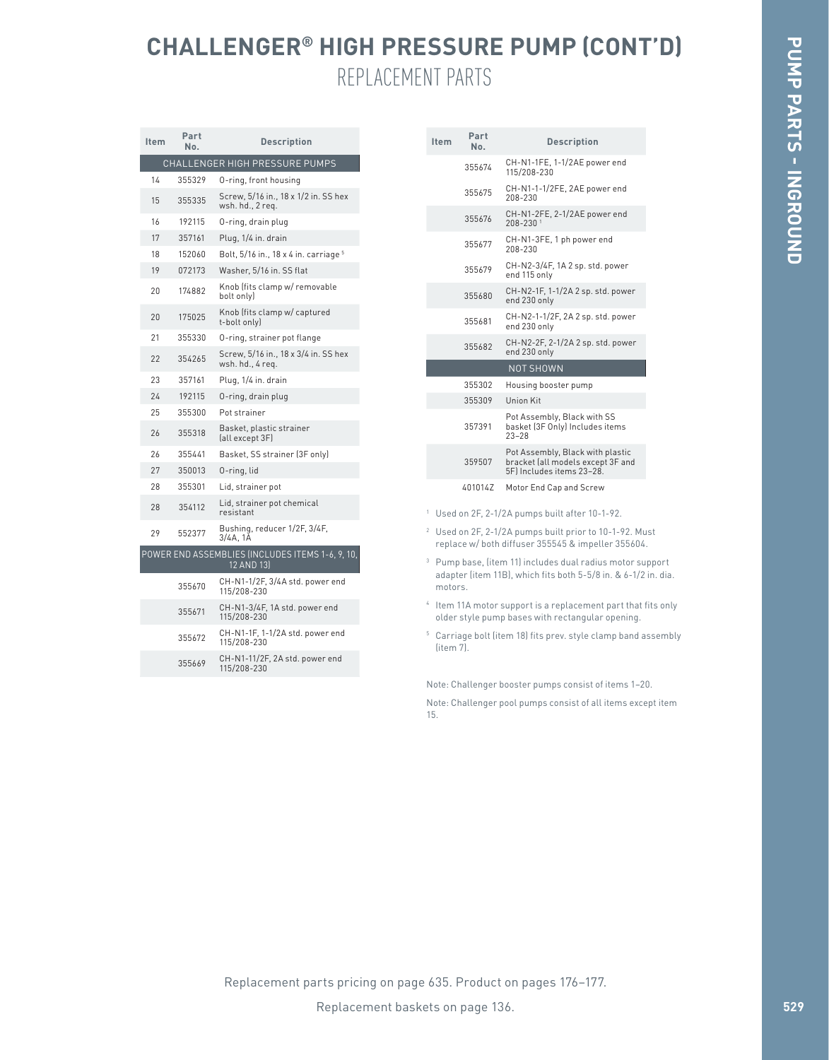# CHALLENGER® HIGH PRESSURE PUMP (CONT'D)

## REPLACEMENT PARTS

| Item | Part No. | Description |
|---|---|---|
| | | CHALLENGER HIGH PRESSURE PUMPS |
| 14 | 355329 | O-ring, front housing |
| 15 | 355335 | Screw, 5/16 in., 18 x 1/2 in. SS hex wsh. hd., 2 req. |
| 16 | 192115 | O-ring, drain plug |
| 17 | 357161 | Plug, 1/4 in. drain |
| 18 | 152060 | Bolt, 5/16 in., 18 x 4 in. carriage [5] |
| 19 | 072173 | Washer, 5/16 in. SS flat |
| 20 | 174882 | Knob (fits clamp w/ removable bolt only) |
| 20 | 175025 | Knob (fits clamp w/ captured t-bolt only) |
| 21 | 355330 | O-ring, strainer pot flange |
| 22 | 354265 | Screw, 5/16 in., 18 x 3/4 in. SS hex wsh. hd., 4 req. |
| 23 | 357161 | Plug, 1/4 in. drain |
| 24 | 192115 | O-ring, drain plug |
| 25 | 355300 | Pot strainer |
| 26 | 355318 | Basket, plastic strainer (all except 3F) |
| 26 | 355441 | Basket, SS strainer (3F only) |
| 27 | 350013 | O-ring, lid |
| 28 | 355301 | Lid, strainer pot |
| 28 | 354112 | Lid, strainer pot chemical resistant |
| 29 | 552377 | Bushing, reducer 1/2F, 3/4F, 3/4A, 1A |
| | | POWER END ASSEMBLIES (INCLUDES ITEMS 1-6, 9, 10, 12 AND 13) |
| | 355670 | CH-N1-1/2F, 3/4A std. power end 115/208-230 |
| | 355671 | CH-N1-3/4F, 1A std. power end 115/208-230 |
| | 355672 | CH-N1-1F, 1-1/2A std. power end 115/208-230 |
| | 355669 | CH-N1-11/2F, 2A std. power end 115/208-230 |
| | 355674 | CH-N1-1FE, 1-1/2AE power end 115/208-230 |
| | 355675 | CH-N1-1-1/2FE, 2AE power end 208-230 |
| | 355676 | CH-N1-2FE, 2-1/2AE power end 208-230 [1] |
| | 355677 | CH-N1-3FE, 1 ph power end 208-230 |
| | 355679 | CH-N2-3/4F, 1A 2 sp. std. power end 115 only |
| | 355680 | CH-N2-1F, 1-1/2A 2 sp. std. power end 230 only |
| | 355681 | CH-N2-1-1/2F, 2A 2 sp. std. power end 230 only |
| | 355682 | CH-N2-2F, 2-1/2A 2 sp. std. power end 230 only |
| | | NOT SHOWN |
| | 355302 | Housing booster pump |
| | 355309 | Union Kit |
| | 357391 | Pot Assembly, Black with SS basket (3F Only) Includes items 23–28 |
| | 359507 | Pot Assembly, Black with plastic bracket (all models except 3F and 5F) Includes items 23–28. |
| | 401014Z | Motor End Cap and Screw |

[1] Used on 2F, 2-1/2A pumps built after 10-1-92.

[2] Used on 2F, 2-1/2A pumps built prior to 10-1-92. Must replace w/ both diffuser 355545 & impeller 355604.

[3] Pump base, (item 11) includes dual radius motor support adapter (item 11B), which fits both 5-5/8 in. & 6-1/2 in. dia. motors.

[4] Item 11A motor support is a replacement part that fits only older style pump bases with rectangular opening.

[5] Carriage bolt (item 18) fits prev. style clamp band assembly (item 7).

Note: Challenger booster pumps consist of items 1–20.

Note: Challenger pool pumps consist of all items except item 15.

Replacement parts pricing on page 635. Product on pages 176–177.

Replacement baskets on page 136.